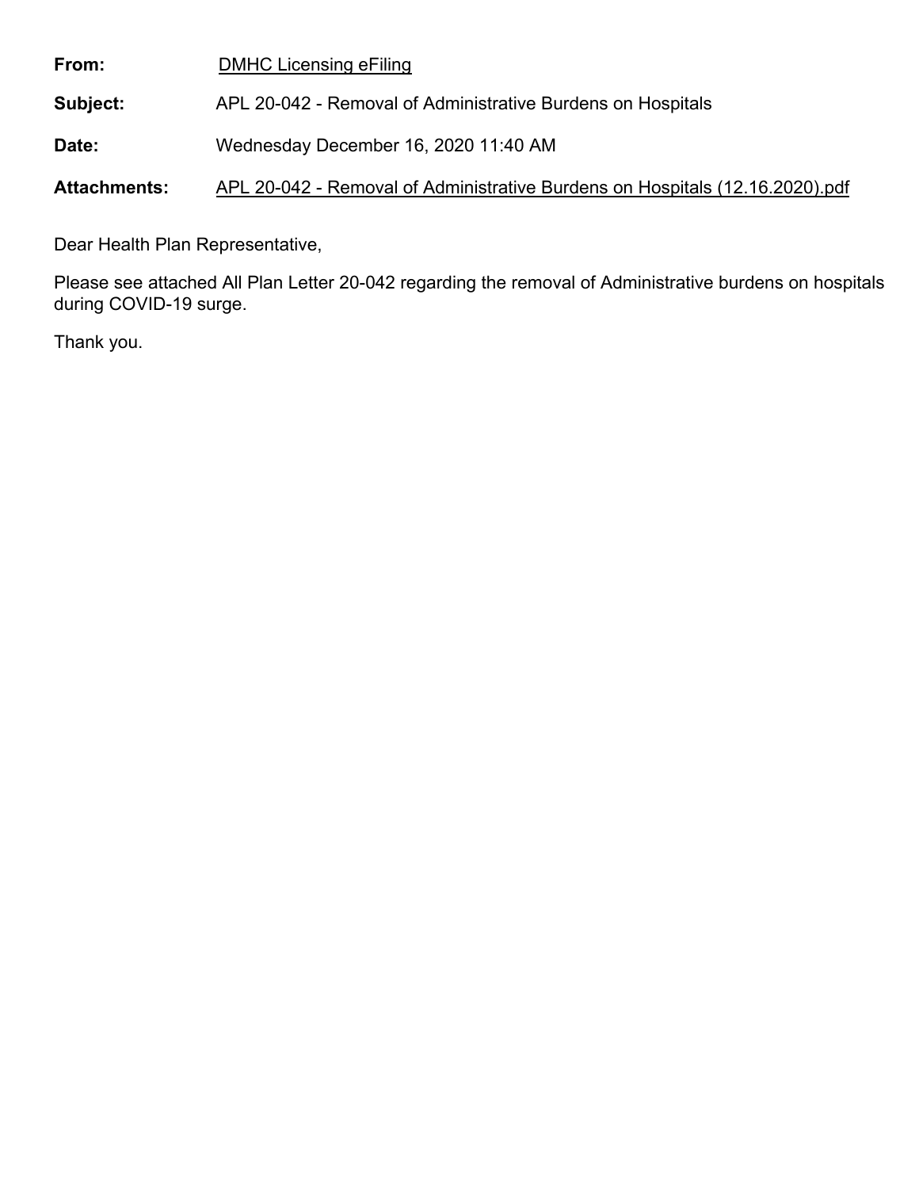**From:** DMHC Licensing eFiling

**Subject:** APL 20-042 - Removal of Administrative Burdens on Hospitals

**Date:** Wednesday December 16, 2020 11:40 AM

**Attachments:** APL 20-042 - Removal of Administrative Burdens on Hospitals (12.16.2020).pdf

Dear Health Plan Representative,

Please see attached All Plan Letter 20-042 regarding the removal of Administrative burdens on hospitals during COVID-19 surge.

Thank you.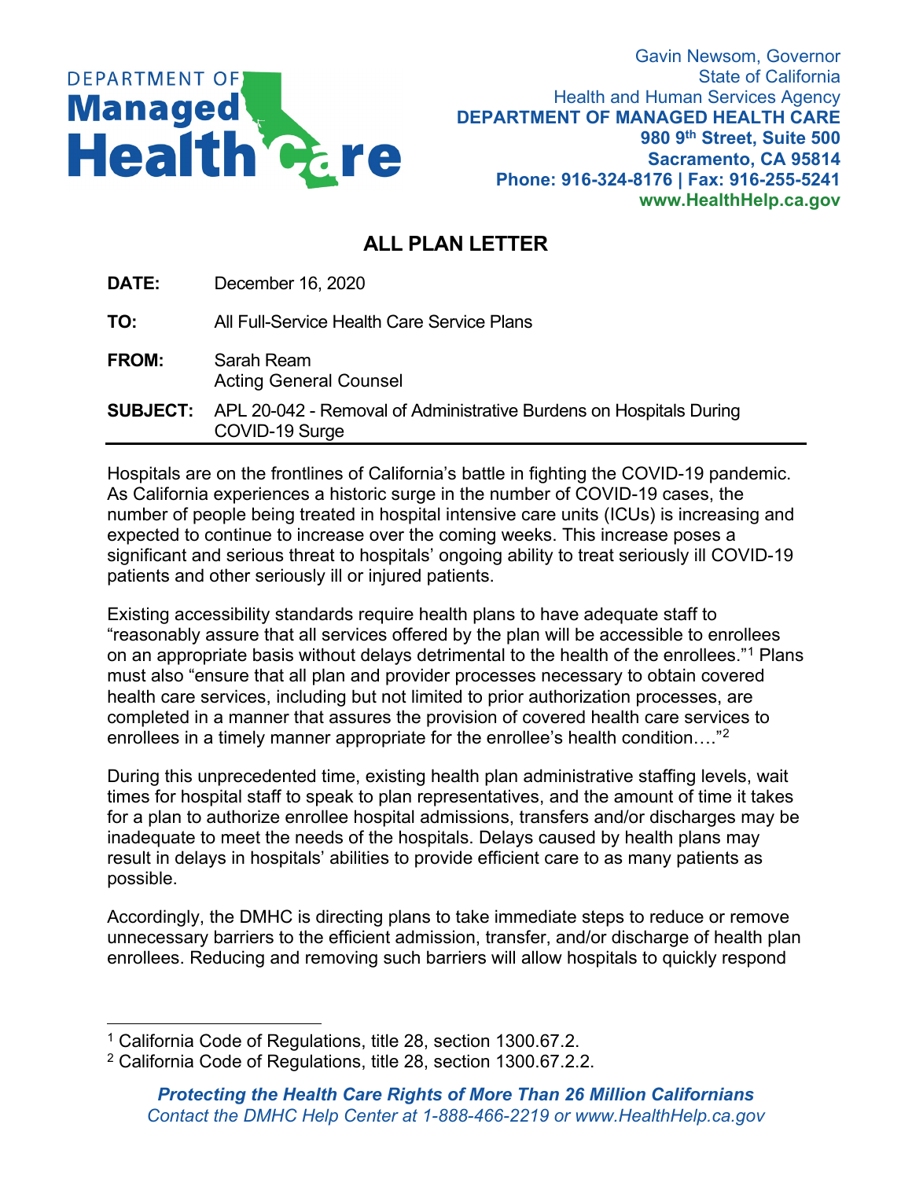Gavin Newsom, Governor
State of California
Health and Human Services Agency
**DEPARTMENT OF MANAGED HEALTH CARE**
**980 9th Street, Suite 500**
**Sacramento, CA 95814**
**Phone: 916-324-8176 | Fax: 916-255-5241**
**www.HealthHelp.ca.gov**

# ALL PLAN LETTER

**DATE:** December 16, 2020

**TO:** All Full-Service Health Care Service Plans

**FROM:** Sarah Ream
Acting General Counsel

**SUBJECT:** APL 20-042 - Removal of Administrative Burdens on Hospitals During COVID-19 Surge

---

Hospitals are on the frontlines of California's battle in fighting the COVID-19 pandemic. As California experiences a historic surge in the number of COVID-19 cases, the number of people being treated in hospital intensive care units (ICUs) is increasing and expected to continue to increase over the coming weeks. This increase poses a significant and serious threat to hospitals' ongoing ability to treat seriously ill COVID-19 patients and other seriously ill or injured patients.

Existing accessibility standards require health plans to have adequate staff to "reasonably assure that all services offered by the plan will be accessible to enrollees on an appropriate basis without delays detrimental to the health of the enrollees."[1] Plans must also "ensure that all plan and provider processes necessary to obtain covered health care services, including but not limited to prior authorization processes, are completed in a manner that assures the provision of covered health care services to enrollees in a timely manner appropriate for the enrollee's health condition…."[2]

During this unprecedented time, existing health plan administrative staffing levels, wait times for hospital staff to speak to plan representatives, and the amount of time it takes for a plan to authorize enrollee hospital admissions, transfers and/or discharges may be inadequate to meet the needs of the hospitals. Delays caused by health plans may result in delays in hospitals' abilities to provide efficient care to as many patients as possible.

Accordingly, the DMHC is directing plans to take immediate steps to reduce or remove unnecessary barriers to the efficient admission, transfer, and/or discharge of health plan enrollees. Reducing and removing such barriers will allow hospitals to quickly respond

---

[1] California Code of Regulations, title 28, section 1300.67.2.

[2] California Code of Regulations, title 28, section 1300.67.2.2.

***Protecting the Health Care Rights of More Than 26 Million Californians***
*Contact the DMHC Help Center at 1-888-466-2219 or www.HealthHelp.ca.gov*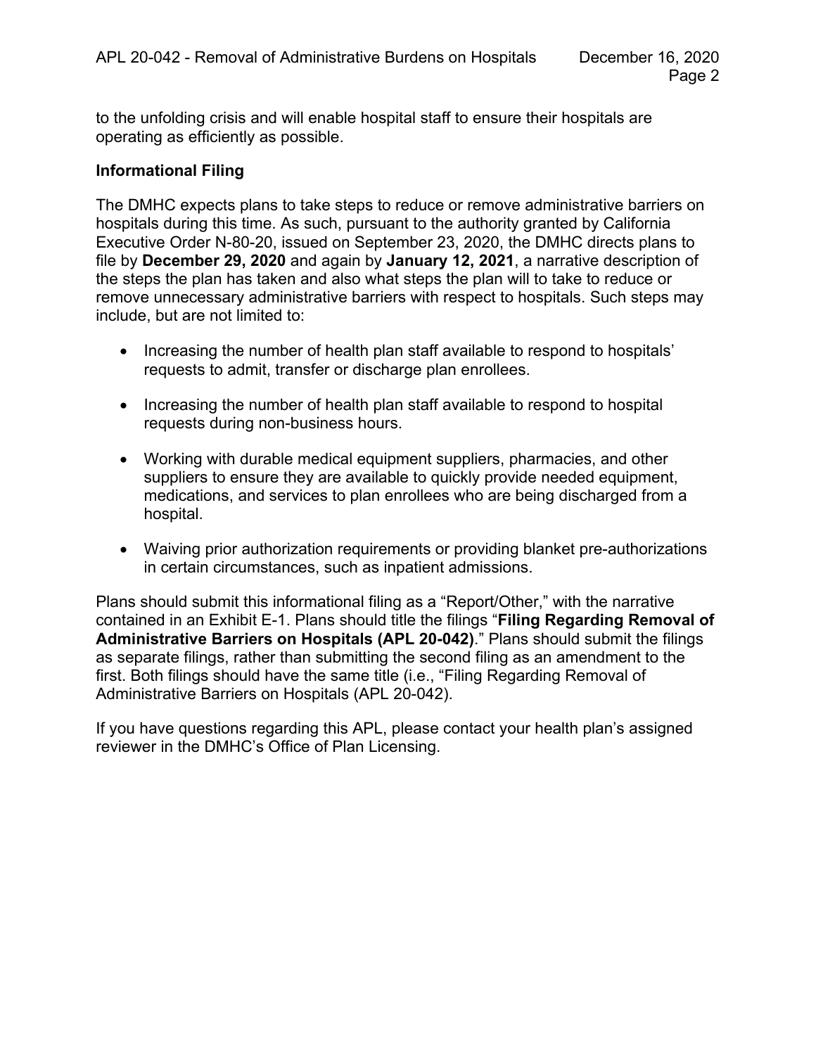to the unfolding crisis and will enable hospital staff to ensure their hospitals are operating as efficiently as possible.

**Informational Filing**

The DMHC expects plans to take steps to reduce or remove administrative barriers on hospitals during this time. As such, pursuant to the authority granted by California Executive Order N-80-20, issued on September 23, 2020, the DMHC directs plans to file by **December 29, 2020** and again by **January 12, 2021**, a narrative description of the steps the plan has taken and also what steps the plan will to take to reduce or remove unnecessary administrative barriers with respect to hospitals. Such steps may include, but are not limited to:

- Increasing the number of health plan staff available to respond to hospitals' requests to admit, transfer or discharge plan enrollees.
- Increasing the number of health plan staff available to respond to hospital requests during non-business hours.
- Working with durable medical equipment suppliers, pharmacies, and other suppliers to ensure they are available to quickly provide needed equipment, medications, and services to plan enrollees who are being discharged from a hospital.
- Waiving prior authorization requirements or providing blanket pre-authorizations in certain circumstances, such as inpatient admissions.

Plans should submit this informational filing as a "Report/Other," with the narrative contained in an Exhibit E-1. Plans should title the filings "**Filing Regarding Removal of Administrative Barriers on Hospitals (APL 20-042)**." Plans should submit the filings as separate filings, rather than submitting the second filing as an amendment to the first. Both filings should have the same title (i.e., "Filing Regarding Removal of Administrative Barriers on Hospitals (APL 20-042).

If you have questions regarding this APL, please contact your health plan's assigned reviewer in the DMHC's Office of Plan Licensing.